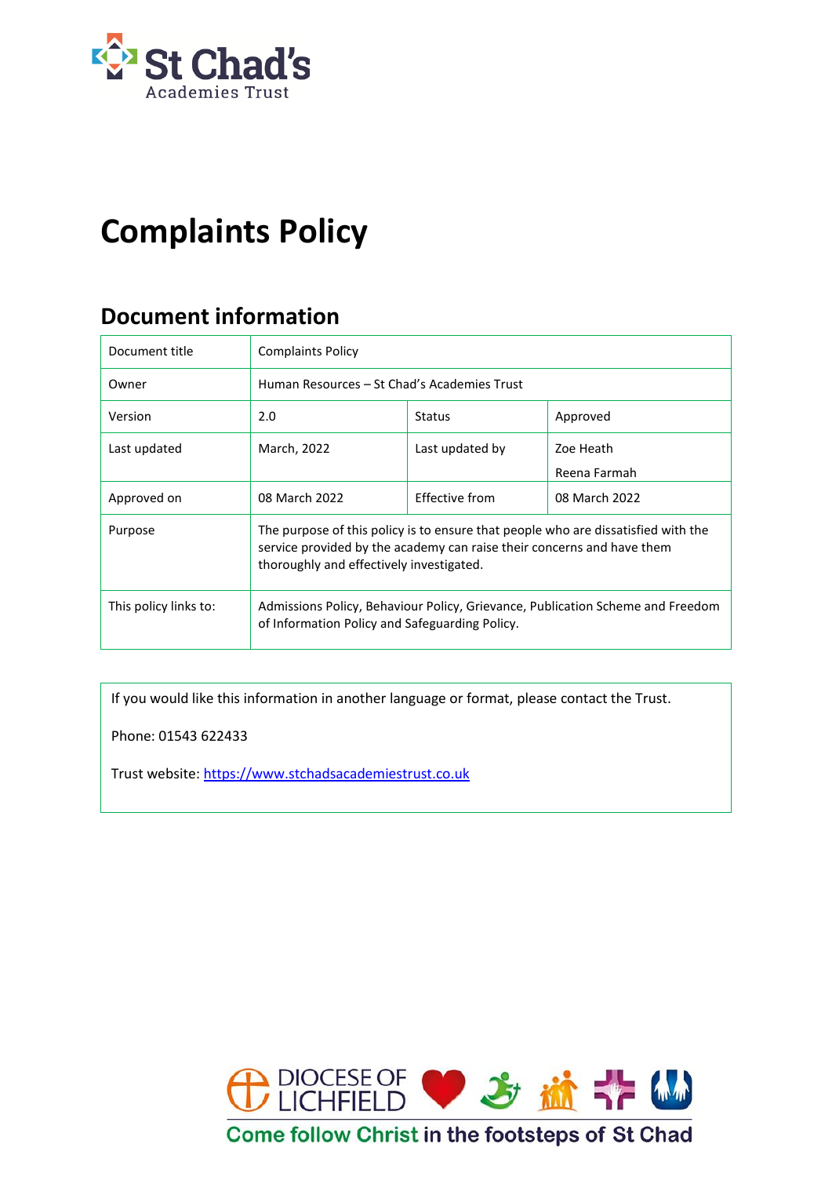St Chad's Academies Trust

# Complaints Policy

## Document information

| Document title | Complaints Policy | | |
|---|---|---|---|
| Owner | Human Resources – St Chad's Academies Trust | | |
| Version | 2.0 | Status | Approved |
| Last updated | March, 2022 | Last updated by | Zoe Heath<br>Reena Farmah |
| Approved on | 08 March 2022 | Effective from | 08 March 2022 |
| Purpose | The purpose of this policy is to ensure that people who are dissatisfied with the service provided by the academy can raise their concerns and have them thoroughly and effectively investigated. | | |
| This policy links to: | Admissions Policy, Behaviour Policy, Grievance, Publication Scheme and Freedom of Information Policy and Safeguarding Policy. | | |

If you would like this information in another language or format, please contact the Trust.

Phone: 01543 622433

Trust website: https://www.stchadsacademiestrust.co.uk

DIOCESE OF LICHFIELD

Come follow Christ in the footsteps of St Chad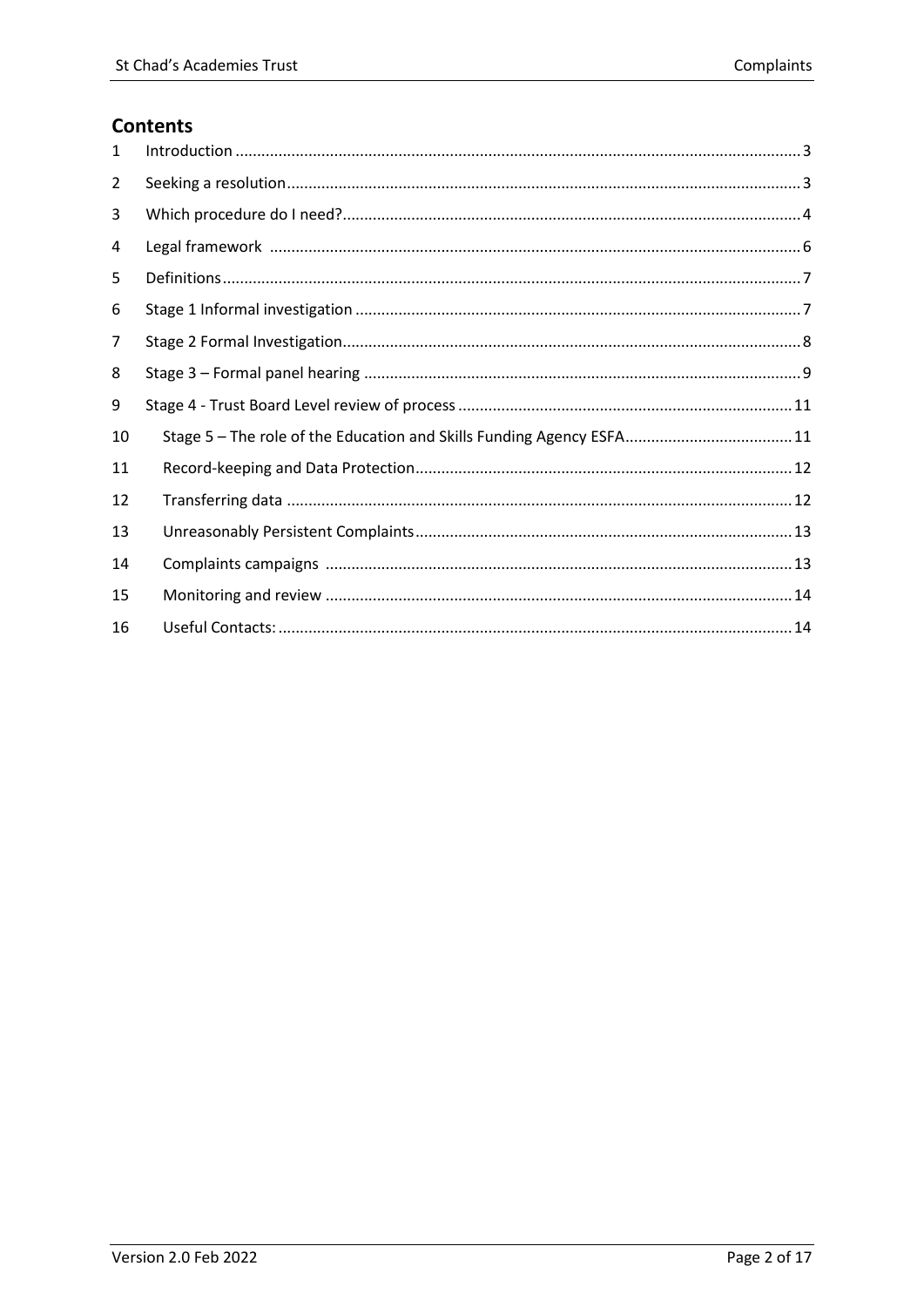## Contents

| | | |
|---|---|---|
| 1 | Introduction | 3 |
| 2 | Seeking a resolution | 3 |
| 3 | Which procedure do I need? | 4 |
| 4 | Legal framework | 6 |
| 5 | Definitions | 7 |
| 6 | Stage 1 Informal investigation | 7 |
| 7 | Stage 2 Formal Investigation | 8 |
| 8 | Stage 3 – Formal panel hearing | 9 |
| 9 | Stage 4 - Trust Board Level review of process | 11 |
| 10 | Stage 5 – The role of the Education and Skills Funding Agency ESFA | 11 |
| 11 | Record-keeping and Data Protection | 12 |
| 12 | Transferring data | 12 |
| 13 | Unreasonably Persistent Complaints | 13 |
| 14 | Complaints campaigns | 13 |
| 15 | Monitoring and review | 14 |
| 16 | Useful Contacts: | 14 |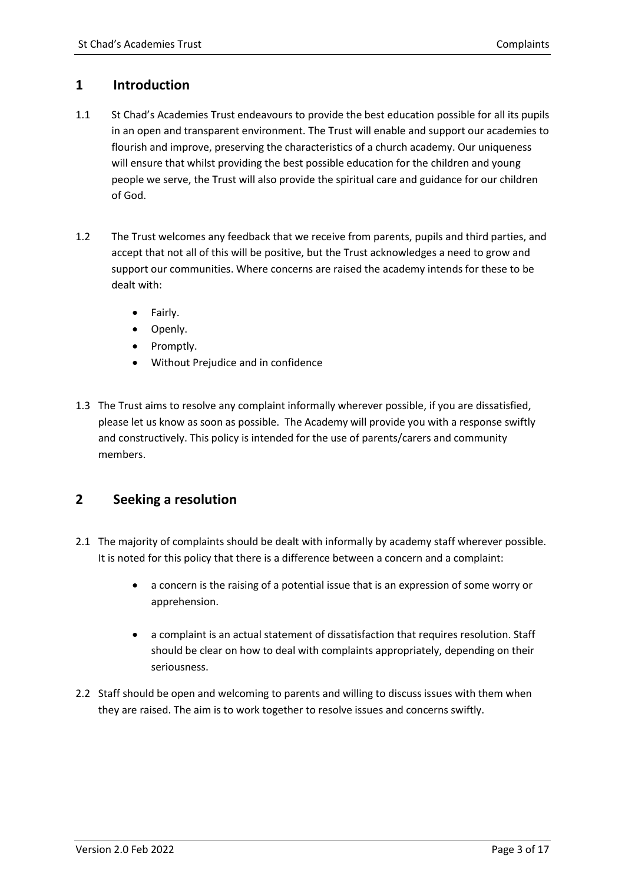## 1 Introduction

1.1 St Chad's Academies Trust endeavours to provide the best education possible for all its pupils in an open and transparent environment. The Trust will enable and support our academies to flourish and improve, preserving the characteristics of a church academy. Our uniqueness will ensure that whilst providing the best possible education for the children and young people we serve, the Trust will also provide the spiritual care and guidance for our children of God.

1.2 The Trust welcomes any feedback that we receive from parents, pupils and third parties, and accept that not all of this will be positive, but the Trust acknowledges a need to grow and support our communities. Where concerns are raised the academy intends for these to be dealt with:

- Fairly.
- Openly.
- Promptly.
- Without Prejudice and in confidence

1.3 The Trust aims to resolve any complaint informally wherever possible, if you are dissatisfied, please let us know as soon as possible. The Academy will provide you with a response swiftly and constructively. This policy is intended for the use of parents/carers and community members.

## 2 Seeking a resolution

2.1 The majority of complaints should be dealt with informally by academy staff wherever possible. It is noted for this policy that there is a difference between a concern and a complaint:

- a concern is the raising of a potential issue that is an expression of some worry or apprehension.
- a complaint is an actual statement of dissatisfaction that requires resolution. Staff should be clear on how to deal with complaints appropriately, depending on their seriousness.

2.2 Staff should be open and welcoming to parents and willing to discuss issues with them when they are raised. The aim is to work together to resolve issues and concerns swiftly.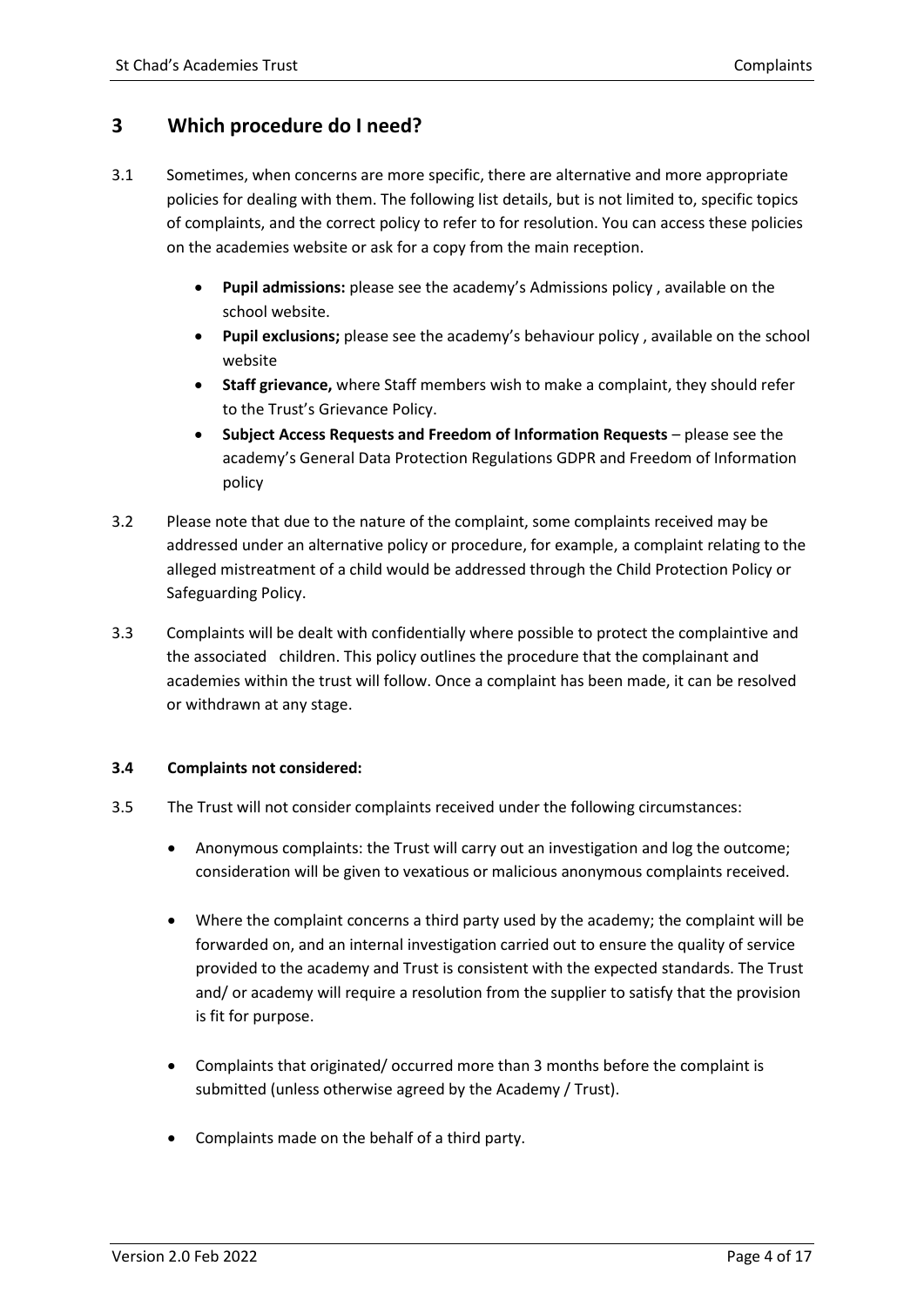## 3 Which procedure do I need?

3.1 Sometimes, when concerns are more specific, there are alternative and more appropriate policies for dealing with them. The following list details, but is not limited to, specific topics of complaints, and the correct policy to refer to for resolution. You can access these policies on the academies website or ask for a copy from the main reception.

- **Pupil admissions:** please see the academy's Admissions policy , available on the school website.
- **Pupil exclusions;** please see the academy's behaviour policy , available on the school website
- **Staff grievance,** where Staff members wish to make a complaint, they should refer to the Trust's Grievance Policy.
- **Subject Access Requests and Freedom of Information Requests** – please see the academy's General Data Protection Regulations GDPR and Freedom of Information policy

3.2 Please note that due to the nature of the complaint, some complaints received may be addressed under an alternative policy or procedure, for example, a complaint relating to the alleged mistreatment of a child would be addressed through the Child Protection Policy or Safeguarding Policy.

3.3 Complaints will be dealt with confidentially where possible to protect the complaintive and the associated children. This policy outlines the procedure that the complainant and academies within the trust will follow. Once a complaint has been made, it can be resolved or withdrawn at any stage.

**3.4 Complaints not considered:**

3.5 The Trust will not consider complaints received under the following circumstances:

- Anonymous complaints: the Trust will carry out an investigation and log the outcome; consideration will be given to vexatious or malicious anonymous complaints received.
- Where the complaint concerns a third party used by the academy; the complaint will be forwarded on, and an internal investigation carried out to ensure the quality of service provided to the academy and Trust is consistent with the expected standards. The Trust and/ or academy will require a resolution from the supplier to satisfy that the provision is fit for purpose.
- Complaints that originated/ occurred more than 3 months before the complaint is submitted (unless otherwise agreed by the Academy / Trust).
- Complaints made on the behalf of a third party.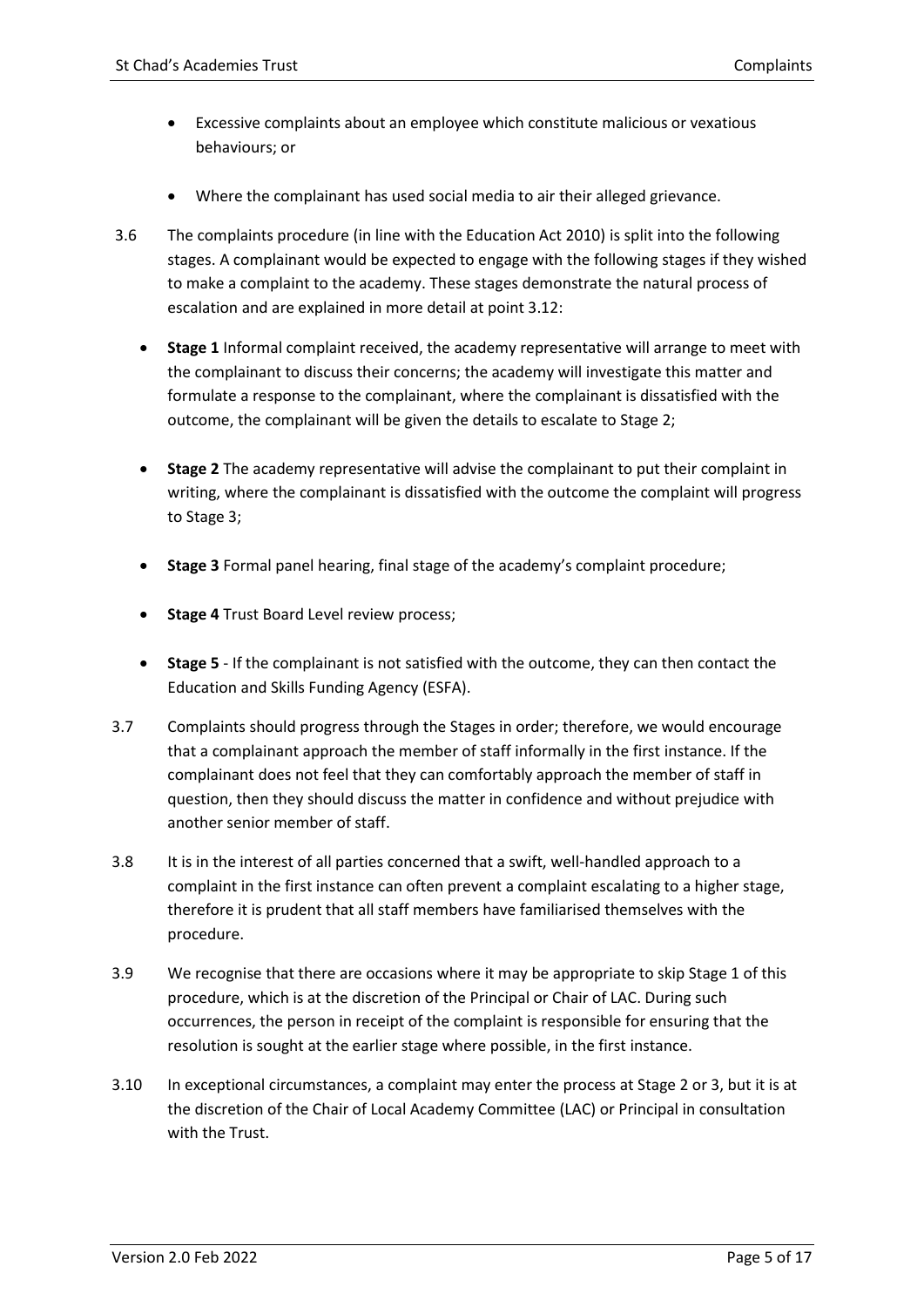- Excessive complaints about an employee which constitute malicious or vexatious behaviours; or
- Where the complainant has used social media to air their alleged grievance.

3.6 The complaints procedure (in line with the Education Act 2010) is split into the following stages. A complainant would be expected to engage with the following stages if they wished to make a complaint to the academy. These stages demonstrate the natural process of escalation and are explained in more detail at point 3.12:

- **Stage 1** Informal complaint received, the academy representative will arrange to meet with the complainant to discuss their concerns; the academy will investigate this matter and formulate a response to the complainant, where the complainant is dissatisfied with the outcome, the complainant will be given the details to escalate to Stage 2;
- **Stage 2** The academy representative will advise the complainant to put their complaint in writing, where the complainant is dissatisfied with the outcome the complaint will progress to Stage 3;
- **Stage 3** Formal panel hearing, final stage of the academy's complaint procedure;
- **Stage 4** Trust Board Level review process;
- **Stage 5** - If the complainant is not satisfied with the outcome, they can then contact the Education and Skills Funding Agency (ESFA).

3.7 Complaints should progress through the Stages in order; therefore, we would encourage that a complainant approach the member of staff informally in the first instance. If the complainant does not feel that they can comfortably approach the member of staff in question, then they should discuss the matter in confidence and without prejudice with another senior member of staff.

3.8 It is in the interest of all parties concerned that a swift, well-handled approach to a complaint in the first instance can often prevent a complaint escalating to a higher stage, therefore it is prudent that all staff members have familiarised themselves with the procedure.

3.9 We recognise that there are occasions where it may be appropriate to skip Stage 1 of this procedure, which is at the discretion of the Principal or Chair of LAC. During such occurrences, the person in receipt of the complaint is responsible for ensuring that the resolution is sought at the earlier stage where possible, in the first instance.

3.10 In exceptional circumstances, a complaint may enter the process at Stage 2 or 3, but it is at the discretion of the Chair of Local Academy Committee (LAC) or Principal in consultation with the Trust.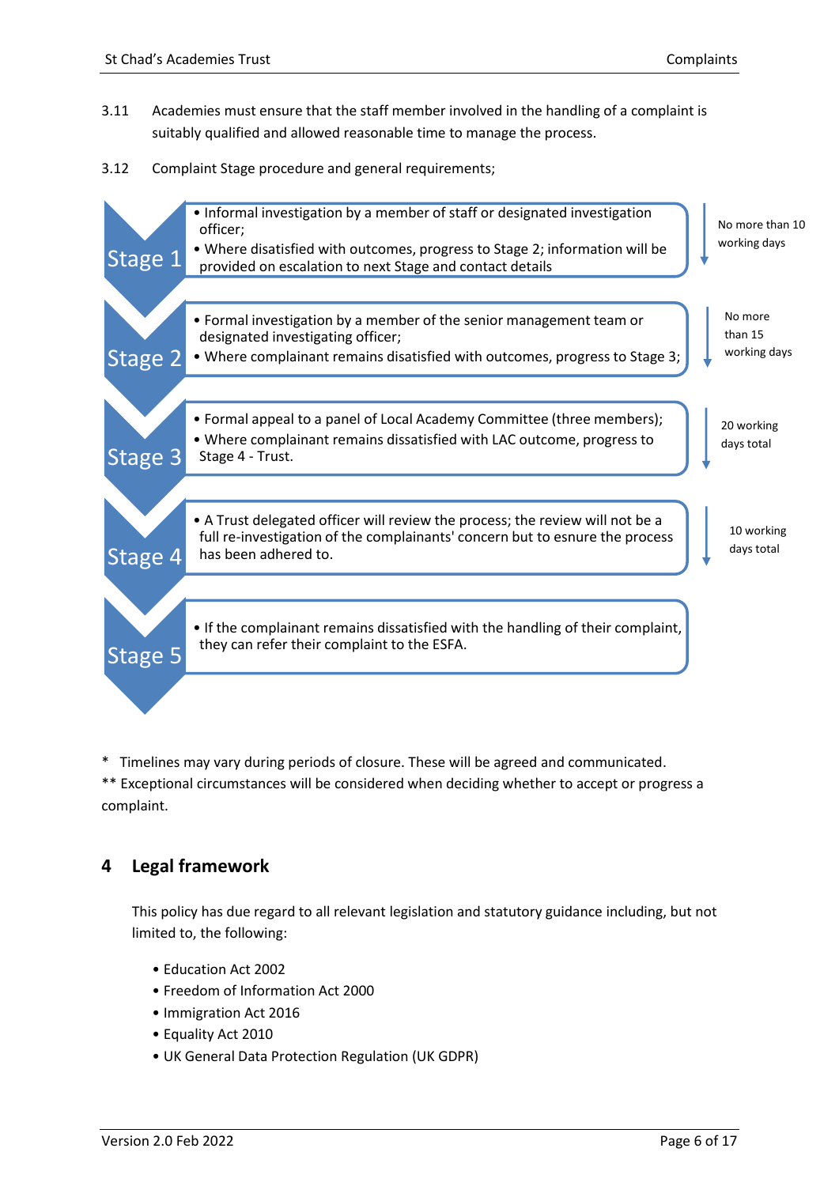3.11 Academies must ensure that the staff member involved in the handling of a complaint is suitably qualified and allowed reasonable time to manage the process.

3.12 Complaint Stage procedure and general requirements;

| Stage | Procedure | Timescale |
|---|---|---|
| Stage 1 | • Informal investigation by a member of staff or designated investigation officer;<br>• Where disatisfied with outcomes, progress to Stage 2; information will be provided on escalation to next Stage and contact details | No more than 10 working days |
| Stage 2 | • Formal investigation by a member of the senior management team or designated investigating officer;<br>• Where complainant remains disatisfied with outcomes, progress to Stage 3; | No more than 15 working days |
| Stage 3 | • Formal appeal to a panel of Local Academy Committee (three members);<br>• Where complainant remains dissatisfied with LAC outcome, progress to Stage 4 - Trust. | 20 working days total |
| Stage 4 | • A Trust delegated officer will review the process; the review will not be a full re-investigation of the complainants' concern but to esnure the process has been adhered to. | 10 working days total |
| Stage 5 | • If the complainant remains dissatisfied with the handling of their complaint, they can refer their complaint to the ESFA. | |

\* Timelines may vary during periods of closure. These will be agreed and communicated.

** Exceptional circumstances will be considered when deciding whether to accept or progress a complaint.

## 4 Legal framework

This policy has due regard to all relevant legislation and statutory guidance including, but not limited to, the following:

- Education Act 2002
- Freedom of Information Act 2000
- Immigration Act 2016
- Equality Act 2010
- UK General Data Protection Regulation (UK GDPR)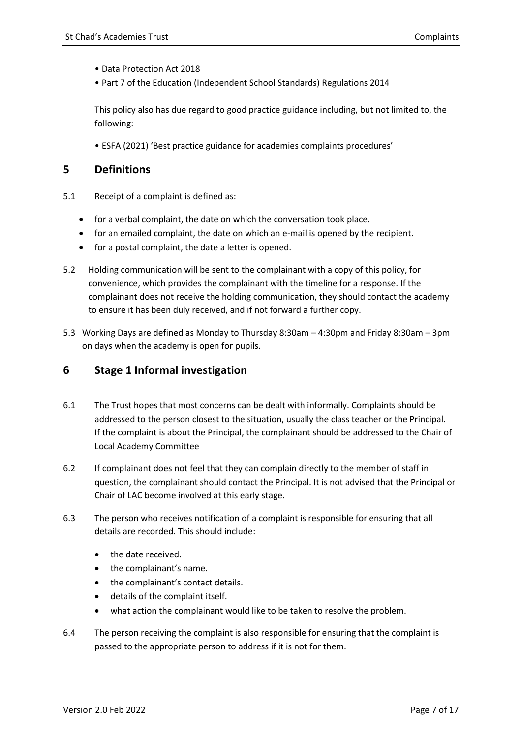- Data Protection Act 2018
- Part 7 of the Education (Independent School Standards) Regulations 2014

This policy also has due regard to good practice guidance including, but not limited to, the following:

- ESFA (2021) 'Best practice guidance for academies complaints procedures'

## 5 Definitions

5.1 Receipt of a complaint is defined as:

- for a verbal complaint, the date on which the conversation took place.
- for an emailed complaint, the date on which an e-mail is opened by the recipient.
- for a postal complaint, the date a letter is opened.

5.2 Holding communication will be sent to the complainant with a copy of this policy, for convenience, which provides the complainant with the timeline for a response. If the complainant does not receive the holding communication, they should contact the academy to ensure it has been duly received, and if not forward a further copy.

5.3 Working Days are defined as Monday to Thursday 8:30am – 4:30pm and Friday 8:30am – 3pm on days when the academy is open for pupils.

## 6 Stage 1 Informal investigation

6.1 The Trust hopes that most concerns can be dealt with informally. Complaints should be addressed to the person closest to the situation, usually the class teacher or the Principal. If the complaint is about the Principal, the complainant should be addressed to the Chair of Local Academy Committee

6.2 If complainant does not feel that they can complain directly to the member of staff in question, the complainant should contact the Principal. It is not advised that the Principal or Chair of LAC become involved at this early stage.

6.3 The person who receives notification of a complaint is responsible for ensuring that all details are recorded. This should include:

- the date received.
- the complainant's name.
- the complainant's contact details.
- details of the complaint itself.
- what action the complainant would like to be taken to resolve the problem.

6.4 The person receiving the complaint is also responsible for ensuring that the complaint is passed to the appropriate person to address if it is not for them.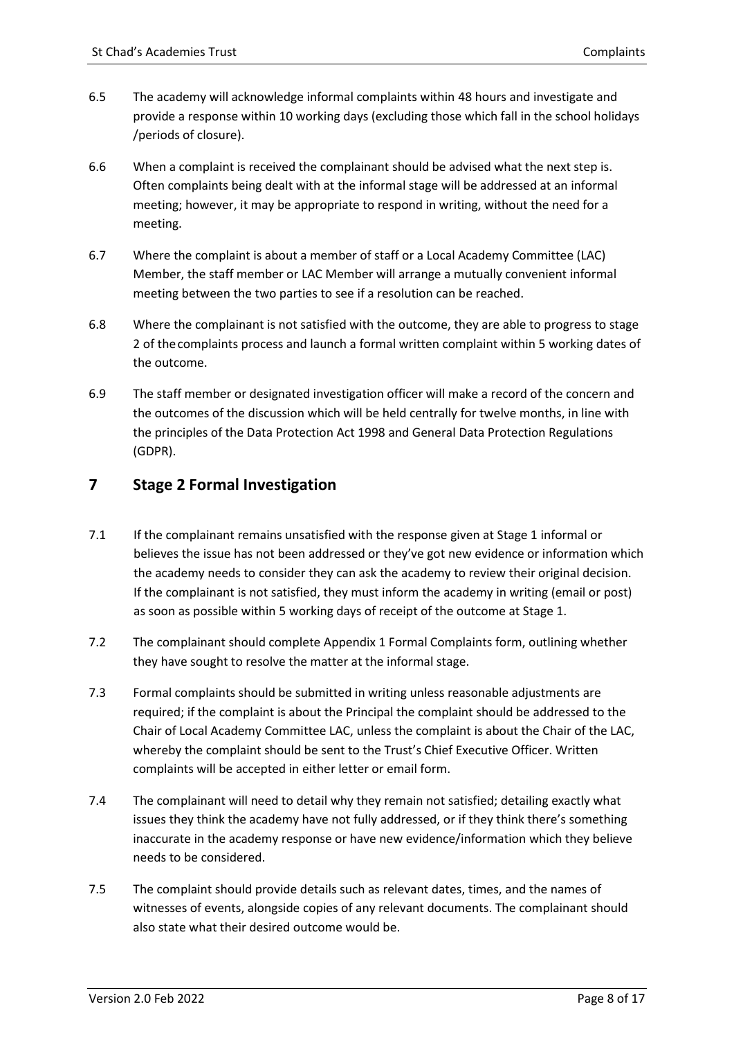6.5 The academy will acknowledge informal complaints within 48 hours and investigate and provide a response within 10 working days (excluding those which fall in the school holidays /periods of closure).

6.6 When a complaint is received the complainant should be advised what the next step is. Often complaints being dealt with at the informal stage will be addressed at an informal meeting; however, it may be appropriate to respond in writing, without the need for a meeting.

6.7 Where the complaint is about a member of staff or a Local Academy Committee (LAC) Member, the staff member or LAC Member will arrange a mutually convenient informal meeting between the two parties to see if a resolution can be reached.

6.8 Where the complainant is not satisfied with the outcome, they are able to progress to stage 2 of the complaints process and launch a formal written complaint within 5 working dates of the outcome.

6.9 The staff member or designated investigation officer will make a record of the concern and the outcomes of the discussion which will be held centrally for twelve months, in line with the principles of the Data Protection Act 1998 and General Data Protection Regulations (GDPR).

# 7 Stage 2 Formal Investigation

7.1 If the complainant remains unsatisfied with the response given at Stage 1 informal or believes the issue has not been addressed or they've got new evidence or information which the academy needs to consider they can ask the academy to review their original decision. If the complainant is not satisfied, they must inform the academy in writing (email or post) as soon as possible within 5 working days of receipt of the outcome at Stage 1.

7.2 The complainant should complete Appendix 1 Formal Complaints form, outlining whether they have sought to resolve the matter at the informal stage.

7.3 Formal complaints should be submitted in writing unless reasonable adjustments are required; if the complaint is about the Principal the complaint should be addressed to the Chair of Local Academy Committee LAC, unless the complaint is about the Chair of the LAC, whereby the complaint should be sent to the Trust's Chief Executive Officer. Written complaints will be accepted in either letter or email form.

7.4 The complainant will need to detail why they remain not satisfied; detailing exactly what issues they think the academy have not fully addressed, or if they think there's something inaccurate in the academy response or have new evidence/information which they believe needs to be considered.

7.5 The complaint should provide details such as relevant dates, times, and the names of witnesses of events, alongside copies of any relevant documents. The complainant should also state what their desired outcome would be.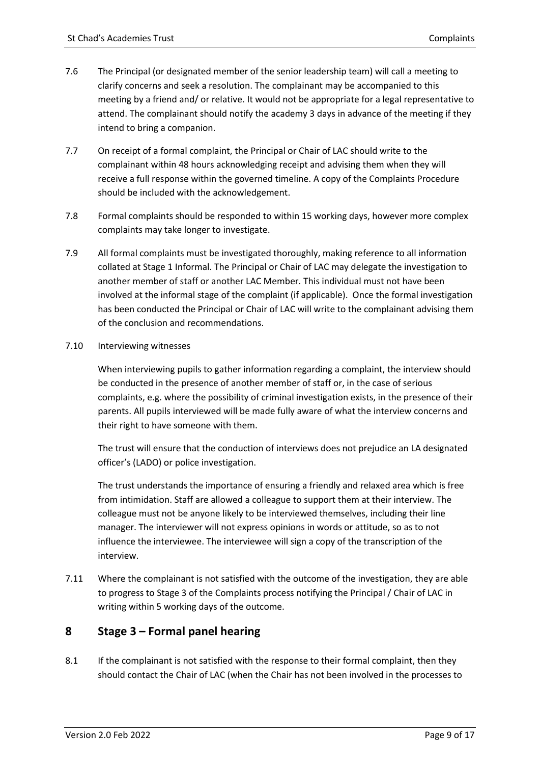7.6 The Principal (or designated member of the senior leadership team) will call a meeting to clarify concerns and seek a resolution. The complainant may be accompanied to this meeting by a friend and/ or relative. It would not be appropriate for a legal representative to attend. The complainant should notify the academy 3 days in advance of the meeting if they intend to bring a companion.

7.7 On receipt of a formal complaint, the Principal or Chair of LAC should write to the complainant within 48 hours acknowledging receipt and advising them when they will receive a full response within the governed timeline. A copy of the Complaints Procedure should be included with the acknowledgement.

7.8 Formal complaints should be responded to within 15 working days, however more complex complaints may take longer to investigate.

7.9 All formal complaints must be investigated thoroughly, making reference to all information collated at Stage 1 Informal. The Principal or Chair of LAC may delegate the investigation to another member of staff or another LAC Member. This individual must not have been involved at the informal stage of the complaint (if applicable). Once the formal investigation has been conducted the Principal or Chair of LAC will write to the complainant advising them of the conclusion and recommendations.

7.10 Interviewing witnesses

When interviewing pupils to gather information regarding a complaint, the interview should be conducted in the presence of another member of staff or, in the case of serious complaints, e.g. where the possibility of criminal investigation exists, in the presence of their parents. All pupils interviewed will be made fully aware of what the interview concerns and their right to have someone with them.

The trust will ensure that the conduction of interviews does not prejudice an LA designated officer's (LADO) or police investigation.

The trust understands the importance of ensuring a friendly and relaxed area which is free from intimidation. Staff are allowed a colleague to support them at their interview. The colleague must not be anyone likely to be interviewed themselves, including their line manager. The interviewer will not express opinions in words or attitude, so as to not influence the interviewee. The interviewee will sign a copy of the transcription of the interview.

7.11 Where the complainant is not satisfied with the outcome of the investigation, they are able to progress to Stage 3 of the Complaints process notifying the Principal / Chair of LAC in writing within 5 working days of the outcome.

## 8 Stage 3 – Formal panel hearing

8.1 If the complainant is not satisfied with the response to their formal complaint, then they should contact the Chair of LAC (when the Chair has not been involved in the processes to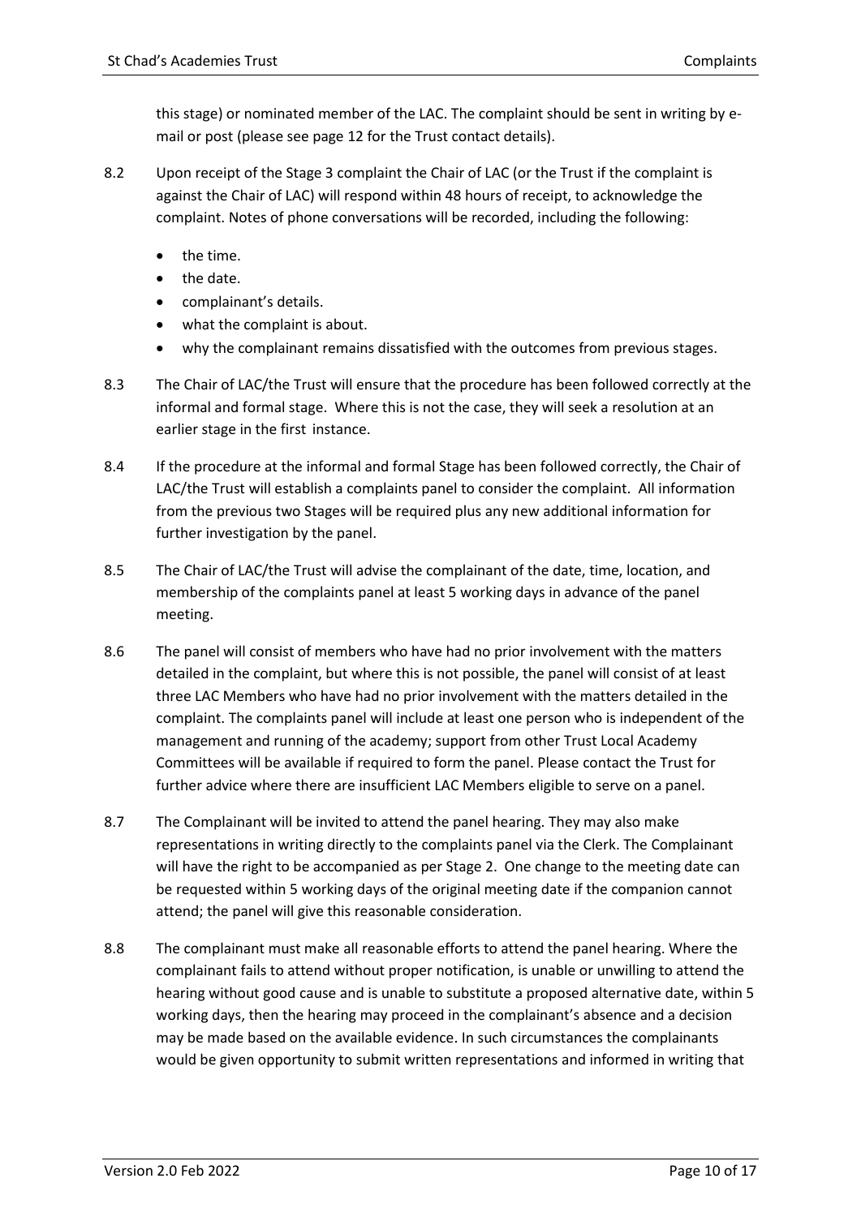this stage) or nominated member of the LAC. The complaint should be sent in writing by e-mail or post (please see page 12 for the Trust contact details).

8.2 Upon receipt of the Stage 3 complaint the Chair of LAC (or the Trust if the complaint is against the Chair of LAC) will respond within 48 hours of receipt, to acknowledge the complaint. Notes of phone conversations will be recorded, including the following:

- the time.
- the date.
- complainant's details.
- what the complaint is about.
- why the complainant remains dissatisfied with the outcomes from previous stages.

8.3 The Chair of LAC/the Trust will ensure that the procedure has been followed correctly at the informal and formal stage. Where this is not the case, they will seek a resolution at an earlier stage in the first instance.

8.4 If the procedure at the informal and formal Stage has been followed correctly, the Chair of LAC/the Trust will establish a complaints panel to consider the complaint. All information from the previous two Stages will be required plus any new additional information for further investigation by the panel.

8.5 The Chair of LAC/the Trust will advise the complainant of the date, time, location, and membership of the complaints panel at least 5 working days in advance of the panel meeting.

8.6 The panel will consist of members who have had no prior involvement with the matters detailed in the complaint, but where this is not possible, the panel will consist of at least three LAC Members who have had no prior involvement with the matters detailed in the complaint. The complaints panel will include at least one person who is independent of the management and running of the academy; support from other Trust Local Academy Committees will be available if required to form the panel. Please contact the Trust for further advice where there are insufficient LAC Members eligible to serve on a panel.

8.7 The Complainant will be invited to attend the panel hearing. They may also make representations in writing directly to the complaints panel via the Clerk. The Complainant will have the right to be accompanied as per Stage 2. One change to the meeting date can be requested within 5 working days of the original meeting date if the companion cannot attend; the panel will give this reasonable consideration.

8.8 The complainant must make all reasonable efforts to attend the panel hearing. Where the complainant fails to attend without proper notification, is unable or unwilling to attend the hearing without good cause and is unable to substitute a proposed alternative date, within 5 working days, then the hearing may proceed in the complainant's absence and a decision may be made based on the available evidence. In such circumstances the complainants would be given opportunity to submit written representations and informed in writing that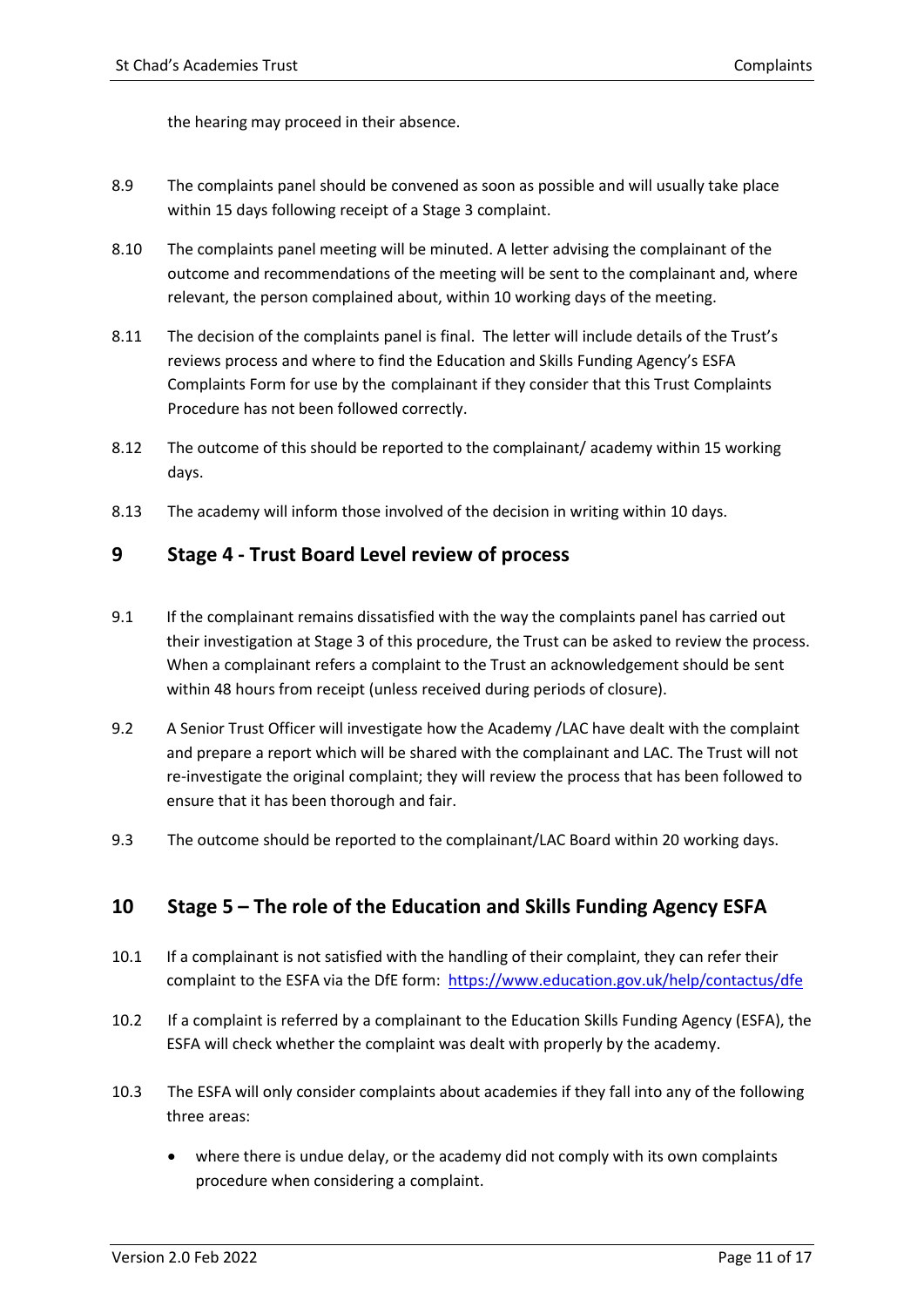the hearing may proceed in their absence.

8.9 The complaints panel should be convened as soon as possible and will usually take place within 15 days following receipt of a Stage 3 complaint.

8.10 The complaints panel meeting will be minuted. A letter advising the complainant of the outcome and recommendations of the meeting will be sent to the complainant and, where relevant, the person complained about, within 10 working days of the meeting.

8.11 The decision of the complaints panel is final. The letter will include details of the Trust's reviews process and where to find the Education and Skills Funding Agency's ESFA Complaints Form for use by the complainant if they consider that this Trust Complaints Procedure has not been followed correctly.

8.12 The outcome of this should be reported to the complainant/ academy within 15 working days.

8.13 The academy will inform those involved of the decision in writing within 10 days.

## 9 Stage 4 - Trust Board Level review of process

9.1 If the complainant remains dissatisfied with the way the complaints panel has carried out their investigation at Stage 3 of this procedure, the Trust can be asked to review the process. When a complainant refers a complaint to the Trust an acknowledgement should be sent within 48 hours from receipt (unless received during periods of closure).

9.2 A Senior Trust Officer will investigate how the Academy /LAC have dealt with the complaint and prepare a report which will be shared with the complainant and LAC. The Trust will not re-investigate the original complaint; they will review the process that has been followed to ensure that it has been thorough and fair.

9.3 The outcome should be reported to the complainant/LAC Board within 20 working days.

## 10 Stage 5 – The role of the Education and Skills Funding Agency ESFA

10.1 If a complainant is not satisfied with the handling of their complaint, they can refer their complaint to the ESFA via the DfE form: https://www.education.gov.uk/help/contactus/dfe

10.2 If a complaint is referred by a complainant to the Education Skills Funding Agency (ESFA), the ESFA will check whether the complaint was dealt with properly by the academy.

10.3 The ESFA will only consider complaints about academies if they fall into any of the following three areas:

- where there is undue delay, or the academy did not comply with its own complaints procedure when considering a complaint.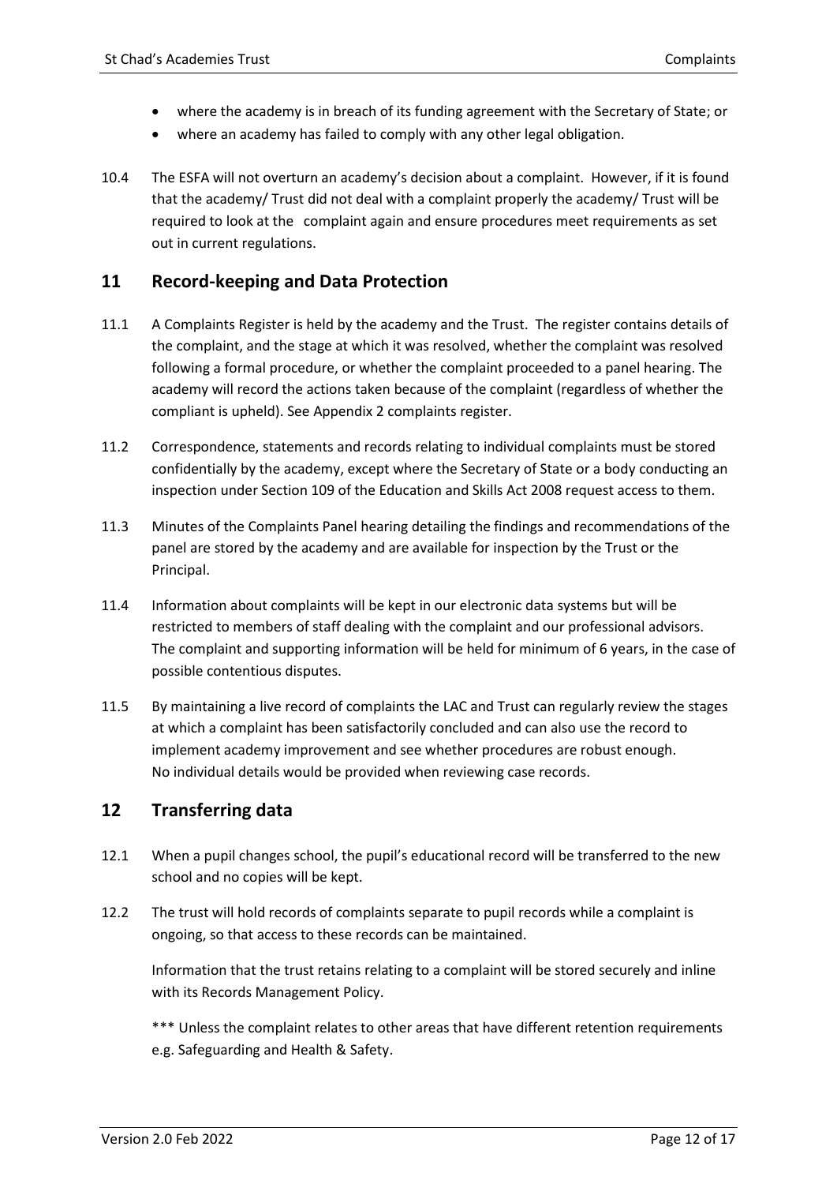- where the academy is in breach of its funding agreement with the Secretary of State; or
- where an academy has failed to comply with any other legal obligation.

10.4 The ESFA will not overturn an academy's decision about a complaint. However, if it is found that the academy/ Trust did not deal with a complaint properly the academy/ Trust will be required to look at the complaint again and ensure procedures meet requirements as set out in current regulations.

## 11 Record-keeping and Data Protection

11.1 A Complaints Register is held by the academy and the Trust. The register contains details of the complaint, and the stage at which it was resolved, whether the complaint was resolved following a formal procedure, or whether the complaint proceeded to a panel hearing. The academy will record the actions taken because of the complaint (regardless of whether the compliant is upheld). See Appendix 2 complaints register.

11.2 Correspondence, statements and records relating to individual complaints must be stored confidentially by the academy, except where the Secretary of State or a body conducting an inspection under Section 109 of the Education and Skills Act 2008 request access to them.

11.3 Minutes of the Complaints Panel hearing detailing the findings and recommendations of the panel are stored by the academy and are available for inspection by the Trust or the Principal.

11.4 Information about complaints will be kept in our electronic data systems but will be restricted to members of staff dealing with the complaint and our professional advisors. The complaint and supporting information will be held for minimum of 6 years, in the case of possible contentious disputes.

11.5 By maintaining a live record of complaints the LAC and Trust can regularly review the stages at which a complaint has been satisfactorily concluded and can also use the record to implement academy improvement and see whether procedures are robust enough. No individual details would be provided when reviewing case records.

## 12 Transferring data

12.1 When a pupil changes school, the pupil's educational record will be transferred to the new school and no copies will be kept.

12.2 The trust will hold records of complaints separate to pupil records while a complaint is ongoing, so that access to these records can be maintained.

Information that the trust retains relating to a complaint will be stored securely and inline with its Records Management Policy.

*** Unless the complaint relates to other areas that have different retention requirements e.g. Safeguarding and Health & Safety.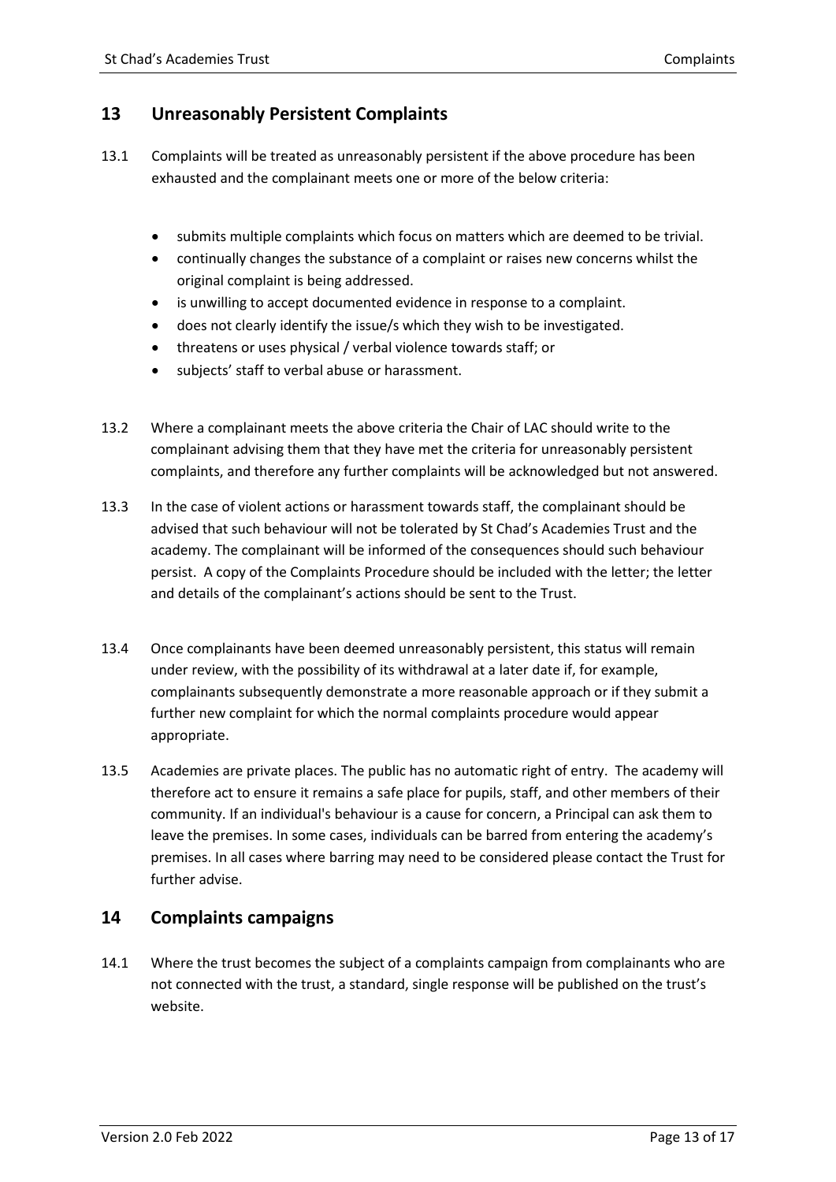## 13 Unreasonably Persistent Complaints

13.1 Complaints will be treated as unreasonably persistent if the above procedure has been exhausted and the complainant meets one or more of the below criteria:

- submits multiple complaints which focus on matters which are deemed to be trivial.
- continually changes the substance of a complaint or raises new concerns whilst the original complaint is being addressed.
- is unwilling to accept documented evidence in response to a complaint.
- does not clearly identify the issue/s which they wish to be investigated.
- threatens or uses physical / verbal violence towards staff; or
- subjects' staff to verbal abuse or harassment.

13.2 Where a complainant meets the above criteria the Chair of LAC should write to the complainant advising them that they have met the criteria for unreasonably persistent complaints, and therefore any further complaints will be acknowledged but not answered.

13.3 In the case of violent actions or harassment towards staff, the complainant should be advised that such behaviour will not be tolerated by St Chad's Academies Trust and the academy. The complainant will be informed of the consequences should such behaviour persist. A copy of the Complaints Procedure should be included with the letter; the letter and details of the complainant's actions should be sent to the Trust.

13.4 Once complainants have been deemed unreasonably persistent, this status will remain under review, with the possibility of its withdrawal at a later date if, for example, complainants subsequently demonstrate a more reasonable approach or if they submit a further new complaint for which the normal complaints procedure would appear appropriate.

13.5 Academies are private places. The public has no automatic right of entry. The academy will therefore act to ensure it remains a safe place for pupils, staff, and other members of their community. If an individual's behaviour is a cause for concern, a Principal can ask them to leave the premises. In some cases, individuals can be barred from entering the academy's premises. In all cases where barring may need to be considered please contact the Trust for further advise.

## 14 Complaints campaigns

14.1 Where the trust becomes the subject of a complaints campaign from complainants who are not connected with the trust, a standard, single response will be published on the trust's website.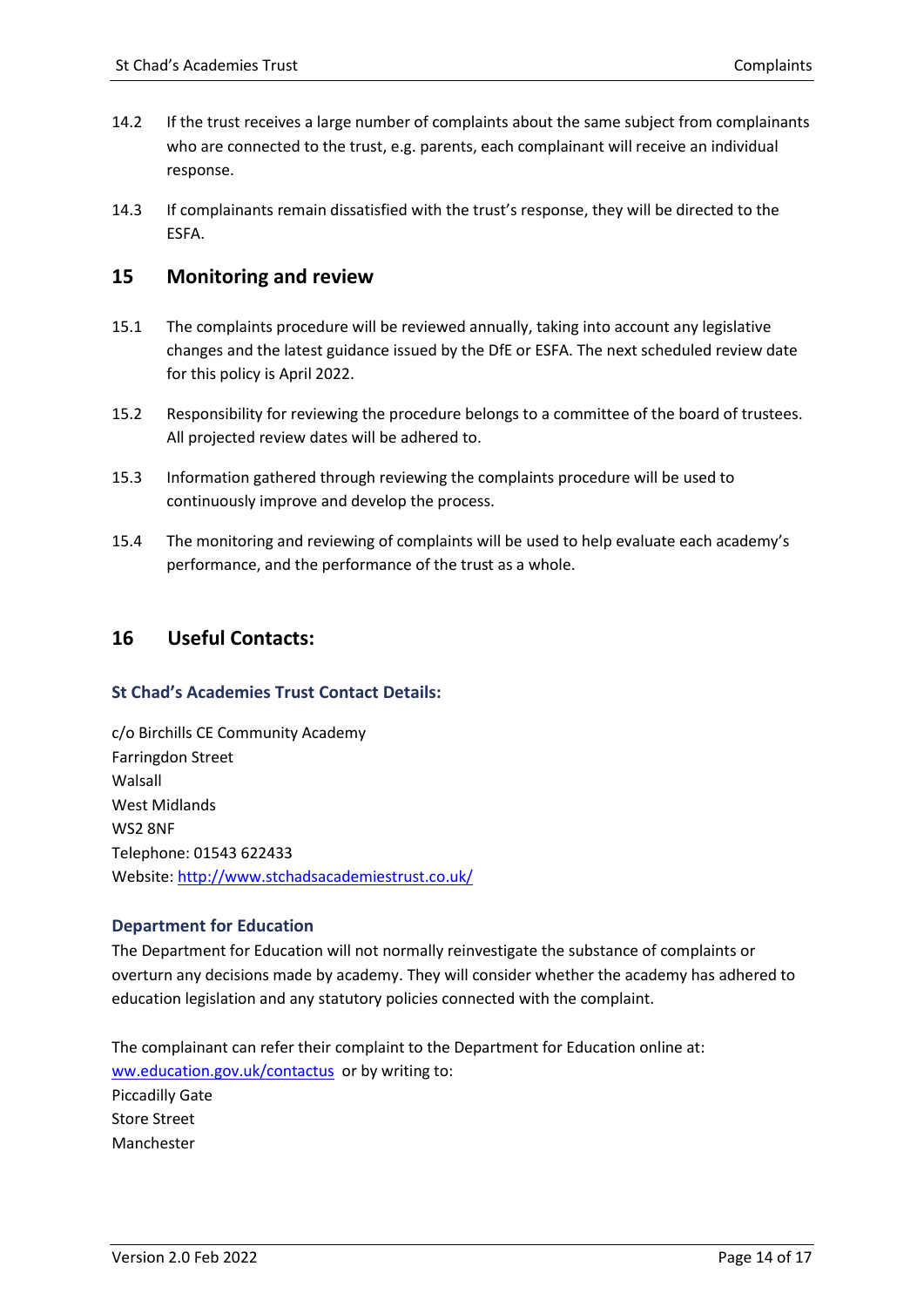14.2 If the trust receives a large number of complaints about the same subject from complainants who are connected to the trust, e.g. parents, each complainant will receive an individual response.

14.3 If complainants remain dissatisfied with the trust's response, they will be directed to the ESFA.

## 15 Monitoring and review

15.1 The complaints procedure will be reviewed annually, taking into account any legislative changes and the latest guidance issued by the DfE or ESFA. The next scheduled review date for this policy is April 2022.

15.2 Responsibility for reviewing the procedure belongs to a committee of the board of trustees. All projected review dates will be adhered to.

15.3 Information gathered through reviewing the complaints procedure will be used to continuously improve and develop the process.

15.4 The monitoring and reviewing of complaints will be used to help evaluate each academy's performance, and the performance of the trust as a whole.

## 16 Useful Contacts:

### St Chad's Academies Trust Contact Details:

c/o Birchills CE Community Academy
Farringdon Street
Walsall
West Midlands
WS2 8NF
Telephone: 01543 622433
Website: [http://www.stchadsacademiestrust.co.uk/](http://www.stchadsacademiestrust.co.uk/)

### Department for Education

The Department for Education will not normally reinvestigate the substance of complaints or overturn any decisions made by academy. They will consider whether the academy has adhered to education legislation and any statutory policies connected with the complaint.

The complainant can refer their complaint to the Department for Education online at: ww.education.gov.uk/contactus or by writing to:
Piccadilly Gate
Store Street
Manchester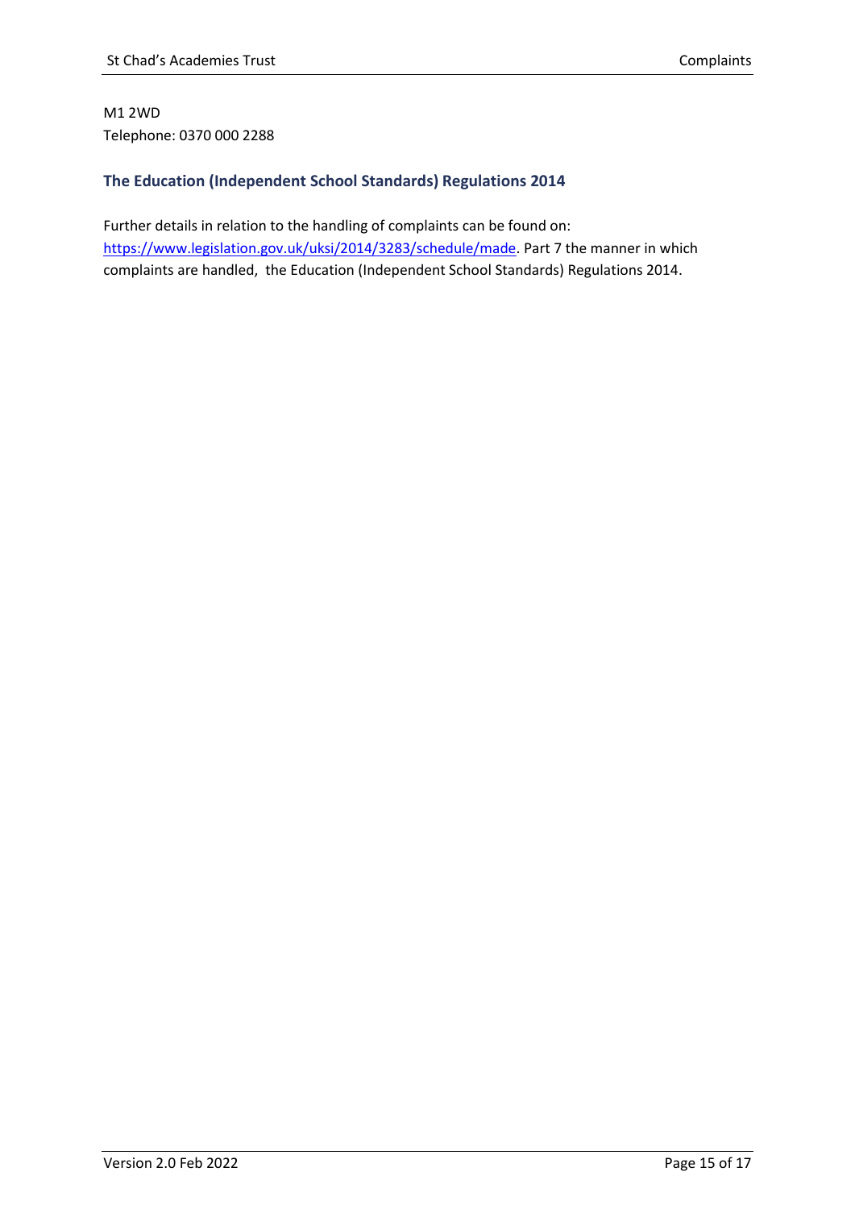M1 2WD
Telephone: 0370 000 2288

### The Education (Independent School Standards) Regulations 2014

Further details in relation to the handling of complaints can be found on: https://www.legislation.gov.uk/uksi/2014/3283/schedule/made. Part 7 the manner in which complaints are handled, the Education (Independent School Standards) Regulations 2014.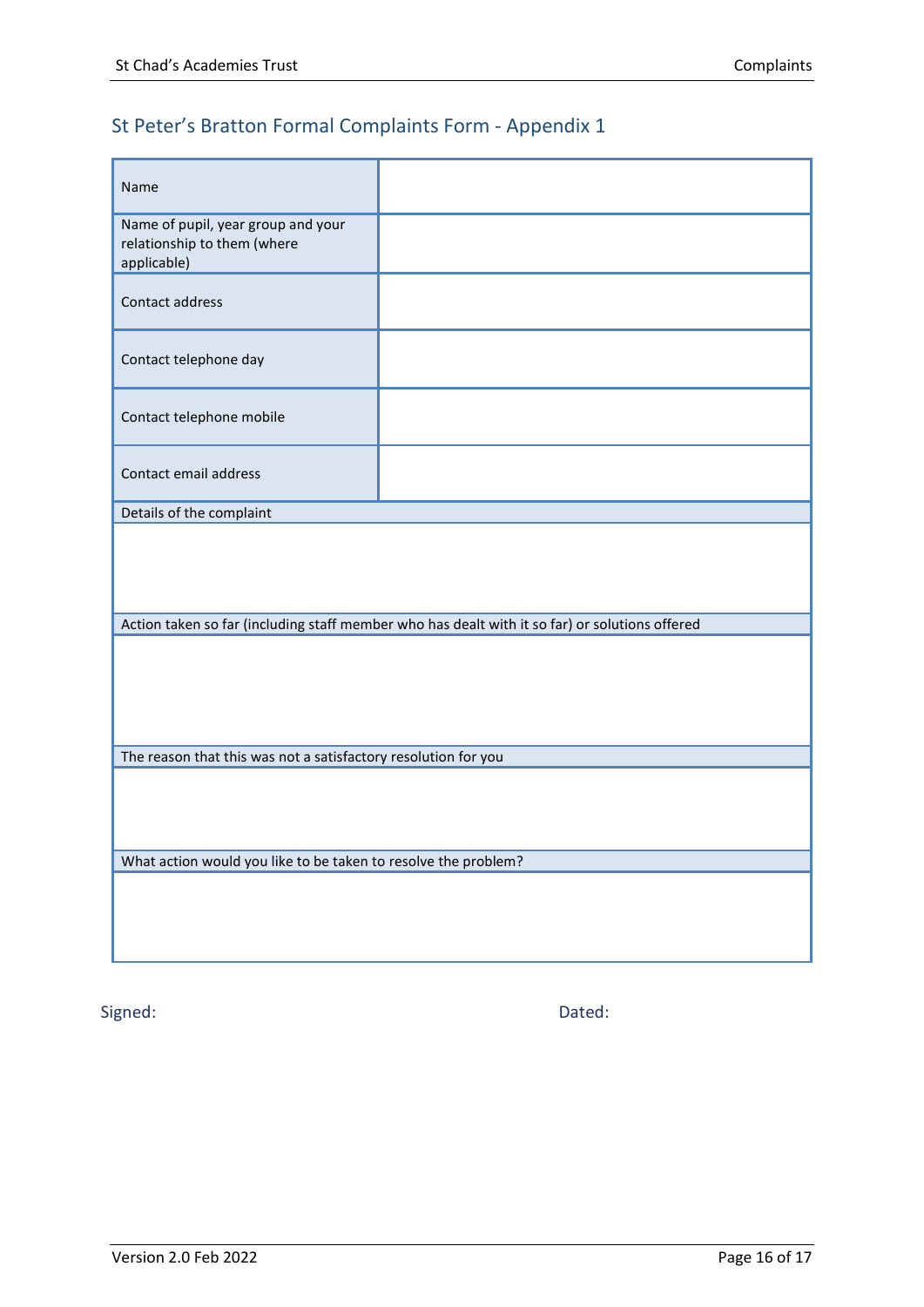## St Peter's Bratton Formal Complaints Form - Appendix 1

| Name | |
|---|---|
| Name of pupil, year group and your relationship to them (where applicable) | |
| Contact address | |
| Contact telephone day | |
| Contact telephone mobile | |
| Contact email address | |
| Details of the complaint | |
| | |
| Action taken so far (including staff member who has dealt with it so far) or solutions offered | |
| | |
| The reason that this was not a satisfactory resolution for you | |
| | |
| What action would you like to be taken to resolve the problem? | |
| | |

Signed: Dated: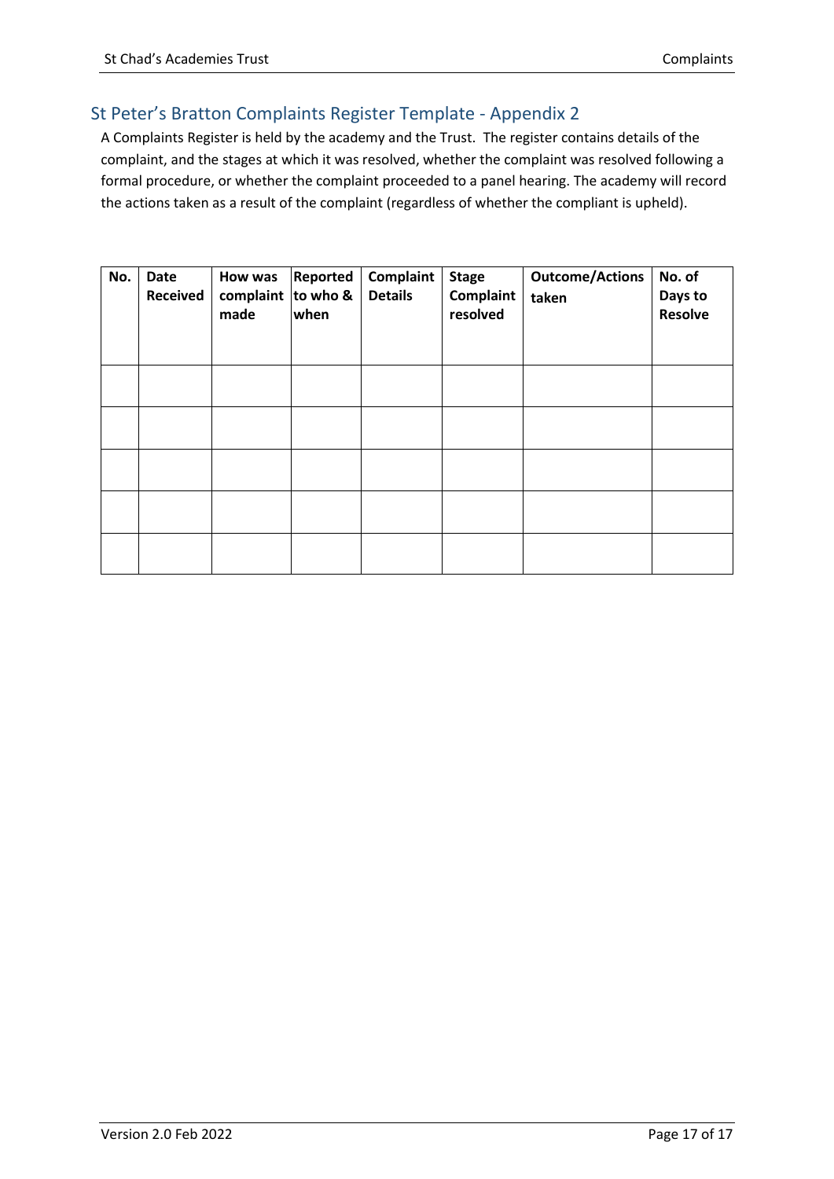## St Peter's Bratton Complaints Register Template - Appendix 2

A Complaints Register is held by the academy and the Trust. The register contains details of the complaint, and the stages at which it was resolved, whether the complaint was resolved following a formal procedure, or whether the complaint proceeded to a panel hearing. The academy will record the actions taken as a result of the complaint (regardless of whether the compliant is upheld).

| No. | Date Received | How was complaint made | Reported to who & when | Complaint Details | Stage Complaint resolved | Outcome/Actions taken | No. of Days to Resolve |
|---|---|---|---|---|---|---|---|
| | | | | | | | |
| | | | | | | | |
| | | | | | | | |
| | | | | | | | |
| | | | | | | | |